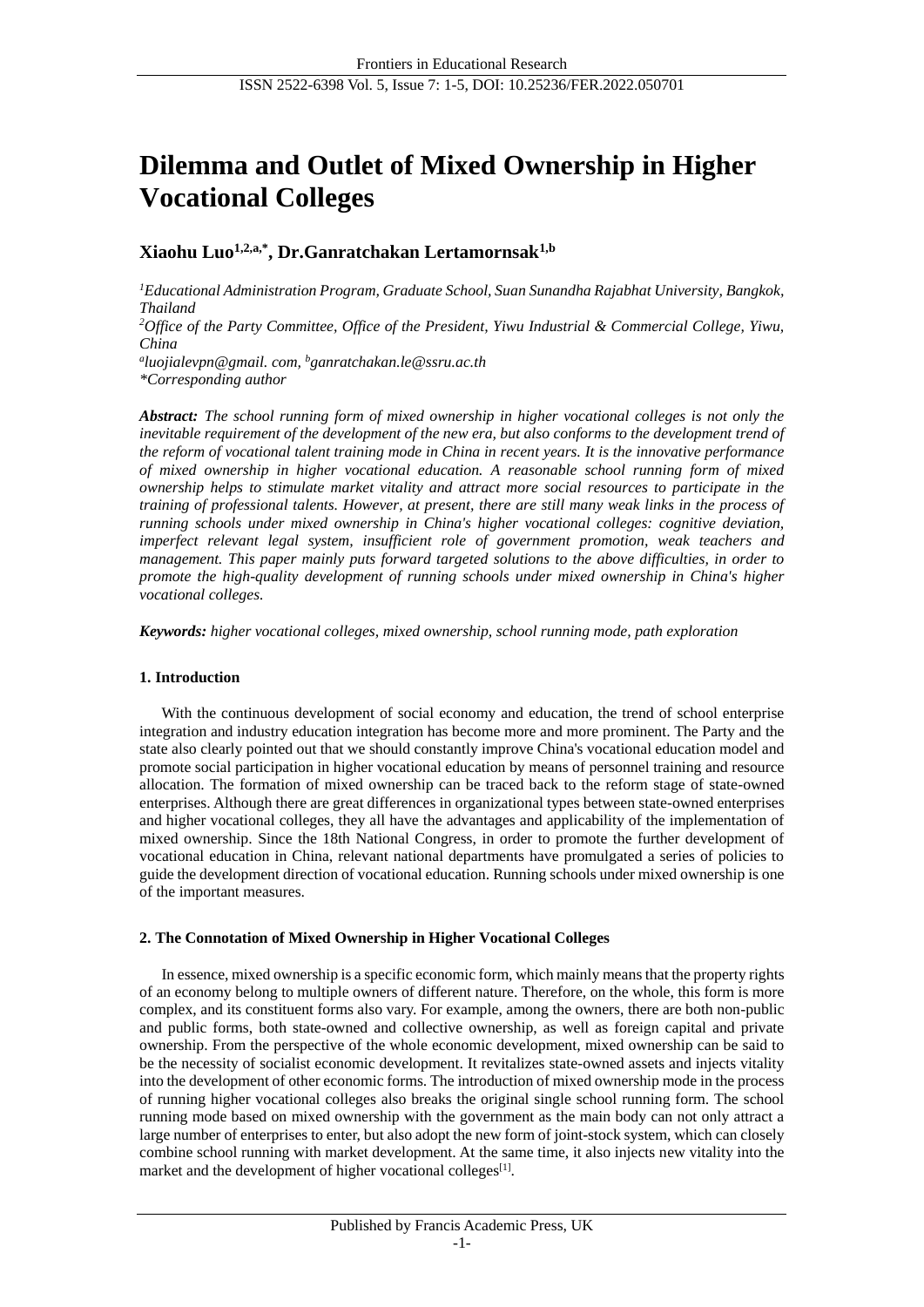# Dilemma and Outlet of Mixed Ownership in Higher Vocational Colleges

**Xiaohu Luo[1,2,a,*], Dr.Ganratchakan Lertamornsak[1,b]**

*[1]Educational Administration Program, Graduate School, Suan Sunandha Rajabhat University, Bangkok, Thailand*

*[2]Office of the Party Committee, Office of the President, Yiwu Industrial & Commercial College, Yiwu, China*

*[a]luojialevpn@gmail. com, [b]ganratchakan.le@ssru.ac.th*

*\*Corresponding author*

***Abstract:*** *The school running form of mixed ownership in higher vocational colleges is not only the inevitable requirement of the development of the new era, but also conforms to the development trend of the reform of vocational talent training mode in China in recent years. It is the innovative performance of mixed ownership in higher vocational education. A reasonable school running form of mixed ownership helps to stimulate market vitality and attract more social resources to participate in the training of professional talents. However, at present, there are still many weak links in the process of running schools under mixed ownership in China's higher vocational colleges: cognitive deviation, imperfect relevant legal system, insufficient role of government promotion, weak teachers and management. This paper mainly puts forward targeted solutions to the above difficulties, in order to promote the high-quality development of running schools under mixed ownership in China's higher vocational colleges.*

***Keywords:*** *higher vocational colleges, mixed ownership, school running mode, path exploration*

## 1. Introduction

With the continuous development of social economy and education, the trend of school enterprise integration and industry education integration has become more and more prominent. The Party and the state also clearly pointed out that we should constantly improve China's vocational education model and promote social participation in higher vocational education by means of personnel training and resource allocation. The formation of mixed ownership can be traced back to the reform stage of state-owned enterprises. Although there are great differences in organizational types between state-owned enterprises and higher vocational colleges, they all have the advantages and applicability of the implementation of mixed ownership. Since the 18th National Congress, in order to promote the further development of vocational education in China, relevant national departments have promulgated a series of policies to guide the development direction of vocational education. Running schools under mixed ownership is one of the important measures.

## 2. The Connotation of Mixed Ownership in Higher Vocational Colleges

In essence, mixed ownership is a specific economic form, which mainly means that the property rights of an economy belong to multiple owners of different nature. Therefore, on the whole, this form is more complex, and its constituent forms also vary. For example, among the owners, there are both non-public and public forms, both state-owned and collective ownership, as well as foreign capital and private ownership. From the perspective of the whole economic development, mixed ownership can be said to be the necessity of socialist economic development. It revitalizes state-owned assets and injects vitality into the development of other economic forms. The introduction of mixed ownership mode in the process of running higher vocational colleges also breaks the original single school running form. The school running mode based on mixed ownership with the government as the main body can not only attract a large number of enterprises to enter, but also adopt the new form of joint-stock system, which can closely combine school running with market development. At the same time, it also injects new vitality into the market and the development of higher vocational colleges[1].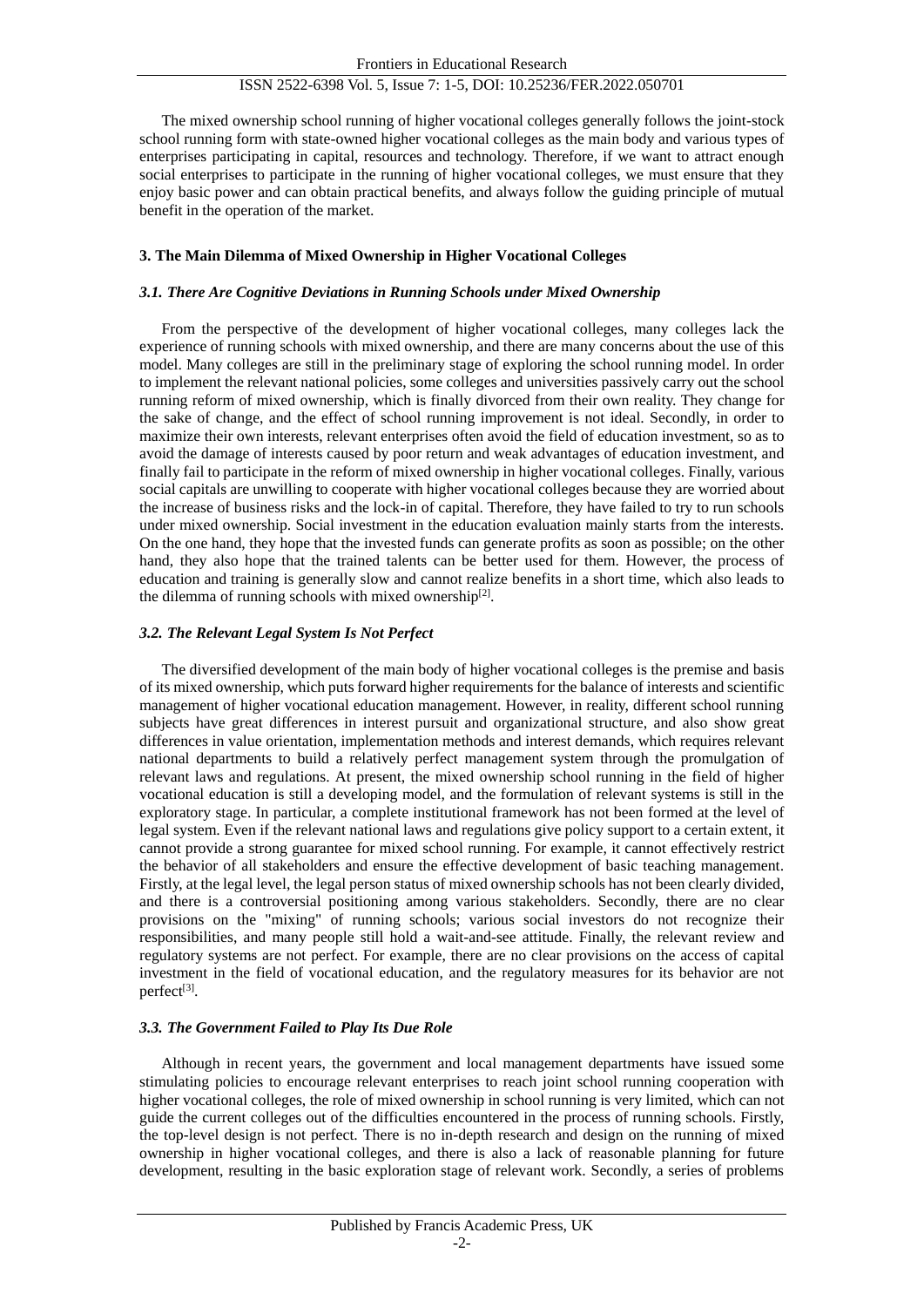The mixed ownership school running of higher vocational colleges generally follows the joint-stock school running form with state-owned higher vocational colleges as the main body and various types of enterprises participating in capital, resources and technology. Therefore, if we want to attract enough social enterprises to participate in the running of higher vocational colleges, we must ensure that they enjoy basic power and can obtain practical benefits, and always follow the guiding principle of mutual benefit in the operation of the market.

## 3. The Main Dilemma of Mixed Ownership in Higher Vocational Colleges

### *3.1. There Are Cognitive Deviations in Running Schools under Mixed Ownership*

From the perspective of the development of higher vocational colleges, many colleges lack the experience of running schools with mixed ownership, and there are many concerns about the use of this model. Many colleges are still in the preliminary stage of exploring the school running model. In order to implement the relevant national policies, some colleges and universities passively carry out the school running reform of mixed ownership, which is finally divorced from their own reality. They change for the sake of change, and the effect of school running improvement is not ideal. Secondly, in order to maximize their own interests, relevant enterprises often avoid the field of education investment, so as to avoid the damage of interests caused by poor return and weak advantages of education investment, and finally fail to participate in the reform of mixed ownership in higher vocational colleges. Finally, various social capitals are unwilling to cooperate with higher vocational colleges because they are worried about the increase of business risks and the lock-in of capital. Therefore, they have failed to try to run schools under mixed ownership. Social investment in the education evaluation mainly starts from the interests. On the one hand, they hope that the invested funds can generate profits as soon as possible; on the other hand, they also hope that the trained talents can be better used for them. However, the process of education and training is generally slow and cannot realize benefits in a short time, which also leads to the dilemma of running schools with mixed ownership[2].

### *3.2. The Relevant Legal System Is Not Perfect*

The diversified development of the main body of higher vocational colleges is the premise and basis of its mixed ownership, which puts forward higher requirements for the balance of interests and scientific management of higher vocational education management. However, in reality, different school running subjects have great differences in interest pursuit and organizational structure, and also show great differences in value orientation, implementation methods and interest demands, which requires relevant national departments to build a relatively perfect management system through the promulgation of relevant laws and regulations. At present, the mixed ownership school running in the field of higher vocational education is still a developing model, and the formulation of relevant systems is still in the exploratory stage. In particular, a complete institutional framework has not been formed at the level of legal system. Even if the relevant national laws and regulations give policy support to a certain extent, it cannot provide a strong guarantee for mixed school running. For example, it cannot effectively restrict the behavior of all stakeholders and ensure the effective development of basic teaching management. Firstly, at the legal level, the legal person status of mixed ownership schools has not been clearly divided, and there is a controversial positioning among various stakeholders. Secondly, there are no clear provisions on the "mixing" of running schools; various social investors do not recognize their responsibilities, and many people still hold a wait-and-see attitude. Finally, the relevant review and regulatory systems are not perfect. For example, there are no clear provisions on the access of capital investment in the field of vocational education, and the regulatory measures for its behavior are not perfect[3].

### *3.3. The Government Failed to Play Its Due Role*

Although in recent years, the government and local management departments have issued some stimulating policies to encourage relevant enterprises to reach joint school running cooperation with higher vocational colleges, the role of mixed ownership in school running is very limited, which can not guide the current colleges out of the difficulties encountered in the process of running schools. Firstly, the top-level design is not perfect. There is no in-depth research and design on the running of mixed ownership in higher vocational colleges, and there is also a lack of reasonable planning for future development, resulting in the basic exploration stage of relevant work. Secondly, a series of problems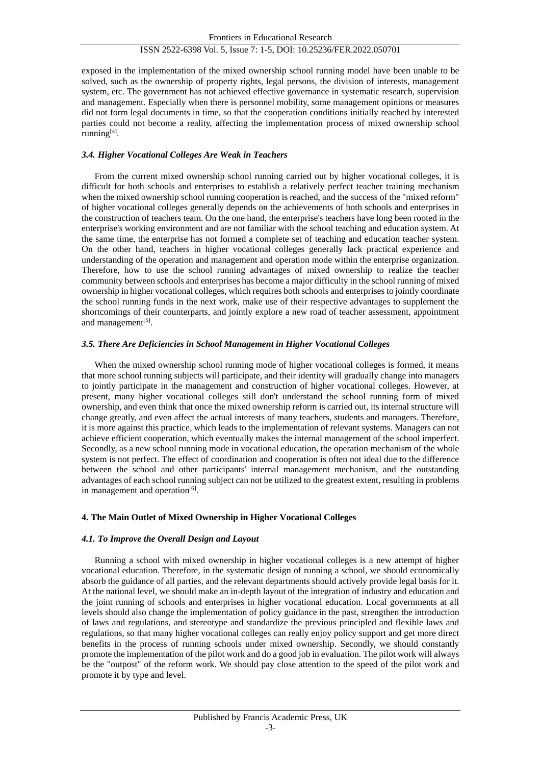exposed in the implementation of the mixed ownership school running model have been unable to be solved, such as the ownership of property rights, legal persons, the division of interests, management system, etc. The government has not achieved effective governance in systematic research, supervision and management. Especially when there is personnel mobility, some management opinions or measures did not form legal documents in time, so that the cooperation conditions initially reached by interested parties could not become a reality, affecting the implementation process of mixed ownership school running[4].

### *3.4. Higher Vocational Colleges Are Weak in Teachers*

From the current mixed ownership school running carried out by higher vocational colleges, it is difficult for both schools and enterprises to establish a relatively perfect teacher training mechanism when the mixed ownership school running cooperation is reached, and the success of the "mixed reform" of higher vocational colleges generally depends on the achievements of both schools and enterprises in the construction of teachers team. On the one hand, the enterprise's teachers have long been rooted in the enterprise's working environment and are not familiar with the school teaching and education system. At the same time, the enterprise has not formed a complete set of teaching and education teacher system. On the other hand, teachers in higher vocational colleges generally lack practical experience and understanding of the operation and management and operation mode within the enterprise organization. Therefore, how to use the school running advantages of mixed ownership to realize the teacher community between schools and enterprises has become a major difficulty in the school running of mixed ownership in higher vocational colleges, which requires both schools and enterprises to jointly coordinate the school running funds in the next work, make use of their respective advantages to supplement the shortcomings of their counterparts, and jointly explore a new road of teacher assessment, appointment and management[5].

### *3.5. There Are Deficiencies in School Management in Higher Vocational Colleges*

When the mixed ownership school running mode of higher vocational colleges is formed, it means that more school running subjects will participate, and their identity will gradually change into managers to jointly participate in the management and construction of higher vocational colleges. However, at present, many higher vocational colleges still don't understand the school running form of mixed ownership, and even think that once the mixed ownership reform is carried out, its internal structure will change greatly, and even affect the actual interests of many teachers, students and managers. Therefore, it is more against this practice, which leads to the implementation of relevant systems. Managers can not achieve efficient cooperation, which eventually makes the internal management of the school imperfect. Secondly, as a new school running mode in vocational education, the operation mechanism of the whole system is not perfect. The effect of coordination and cooperation is often not ideal due to the difference between the school and other participants' internal management mechanism, and the outstanding advantages of each school running subject can not be utilized to the greatest extent, resulting in problems in management and operation[6].

## 4. The Main Outlet of Mixed Ownership in Higher Vocational Colleges

### *4.1. To Improve the Overall Design and Layout*

Running a school with mixed ownership in higher vocational colleges is a new attempt of higher vocational education. Therefore, in the systematic design of running a school, we should economically absorb the guidance of all parties, and the relevant departments should actively provide legal basis for it. At the national level, we should make an in-depth layout of the integration of industry and education and the joint running of schools and enterprises in higher vocational education. Local governments at all levels should also change the implementation of policy guidance in the past, strengthen the introduction of laws and regulations, and stereotype and standardize the previous principled and flexible laws and regulations, so that many higher vocational colleges can really enjoy policy support and get more direct benefits in the process of running schools under mixed ownership. Secondly, we should constantly promote the implementation of the pilot work and do a good job in evaluation. The pilot work will always be the "outpost" of the reform work. We should pay close attention to the speed of the pilot work and promote it by type and level.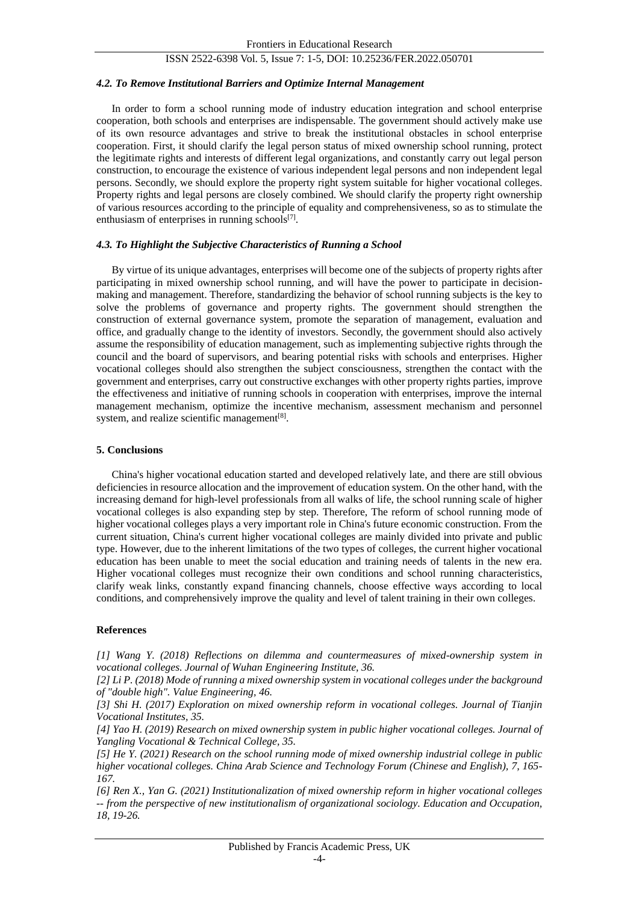### *4.2. To Remove Institutional Barriers and Optimize Internal Management*

In order to form a school running mode of industry education integration and school enterprise cooperation, both schools and enterprises are indispensable. The government should actively make use of its own resource advantages and strive to break the institutional obstacles in school enterprise cooperation. First, it should clarify the legal person status of mixed ownership school running, protect the legitimate rights and interests of different legal organizations, and constantly carry out legal person construction, to encourage the existence of various independent legal persons and non independent legal persons. Secondly, we should explore the property right system suitable for higher vocational colleges. Property rights and legal persons are closely combined. We should clarify the property right ownership of various resources according to the principle of equality and comprehensiveness, so as to stimulate the enthusiasm of enterprises in running schools[7].

### *4.3. To Highlight the Subjective Characteristics of Running a School*

By virtue of its unique advantages, enterprises will become one of the subjects of property rights after participating in mixed ownership school running, and will have the power to participate in decision-making and management. Therefore, standardizing the behavior of school running subjects is the key to solve the problems of governance and property rights. The government should strengthen the construction of external governance system, promote the separation of management, evaluation and office, and gradually change to the identity of investors. Secondly, the government should also actively assume the responsibility of education management, such as implementing subjective rights through the council and the board of supervisors, and bearing potential risks with schools and enterprises. Higher vocational colleges should also strengthen the subject consciousness, strengthen the contact with the government and enterprises, carry out constructive exchanges with other property rights parties, improve the effectiveness and initiative of running schools in cooperation with enterprises, improve the internal management mechanism, optimize the incentive mechanism, assessment mechanism and personnel system, and realize scientific management[8].

## 5. Conclusions

China's higher vocational education started and developed relatively late, and there are still obvious deficiencies in resource allocation and the improvement of education system. On the other hand, with the increasing demand for high-level professionals from all walks of life, the school running scale of higher vocational colleges is also expanding step by step. Therefore, The reform of school running mode of higher vocational colleges plays a very important role in China's future economic construction. From the current situation, China's current higher vocational colleges are mainly divided into private and public type. However, due to the inherent limitations of the two types of colleges, the current higher vocational education has been unable to meet the social education and training needs of talents in the new era. Higher vocational colleges must recognize their own conditions and school running characteristics, clarify weak links, constantly expand financing channels, choose effective ways according to local conditions, and comprehensively improve the quality and level of talent training in their own colleges.

## References

*[1] Wang Y. (2018) Reflections on dilemma and countermeasures of mixed-ownership system in vocational colleges. Journal of Wuhan Engineering Institute, 36.*

*[2] Li P. (2018) Mode of running a mixed ownership system in vocational colleges under the background of "double high". Value Engineering, 46.*

*[3] Shi H. (2017) Exploration on mixed ownership reform in vocational colleges. Journal of Tianjin Vocational Institutes, 35.*

*[4] Yao H. (2019) Research on mixed ownership system in public higher vocational colleges. Journal of Yangling Vocational & Technical College, 35.*

*[5] He Y. (2021) Research on the school running mode of mixed ownership industrial college in public higher vocational colleges. China Arab Science and Technology Forum (Chinese and English), 7, 165-167.*

*[6] Ren X., Yan G. (2021) Institutionalization of mixed ownership reform in higher vocational colleges -- from the perspective of new institutionalism of organizational sociology. Education and Occupation, 18, 19-26.*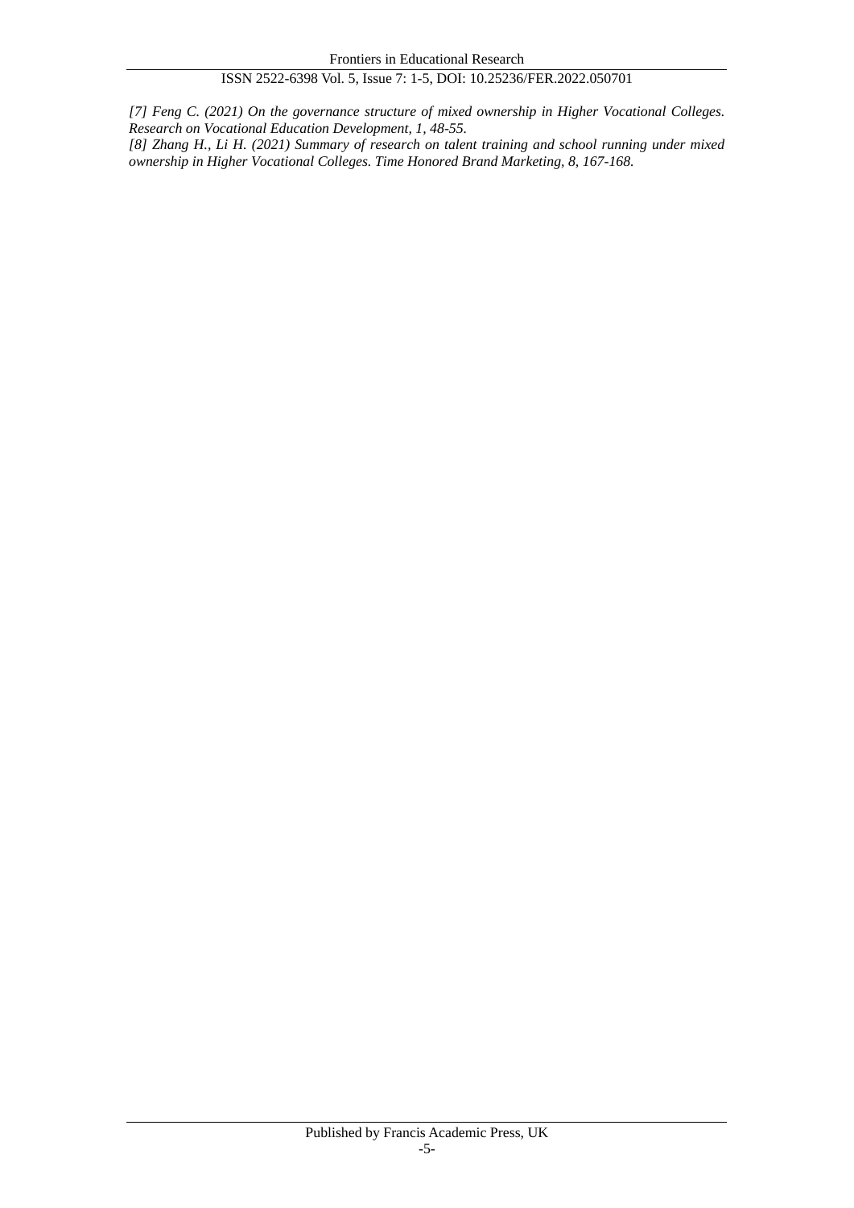*[7] Feng C. (2021) On the governance structure of mixed ownership in Higher Vocational Colleges. Research on Vocational Education Development, 1, 48-55.*

*[8] Zhang H., Li H. (2021) Summary of research on talent training and school running under mixed ownership in Higher Vocational Colleges. Time Honored Brand Marketing, 8, 167-168.*